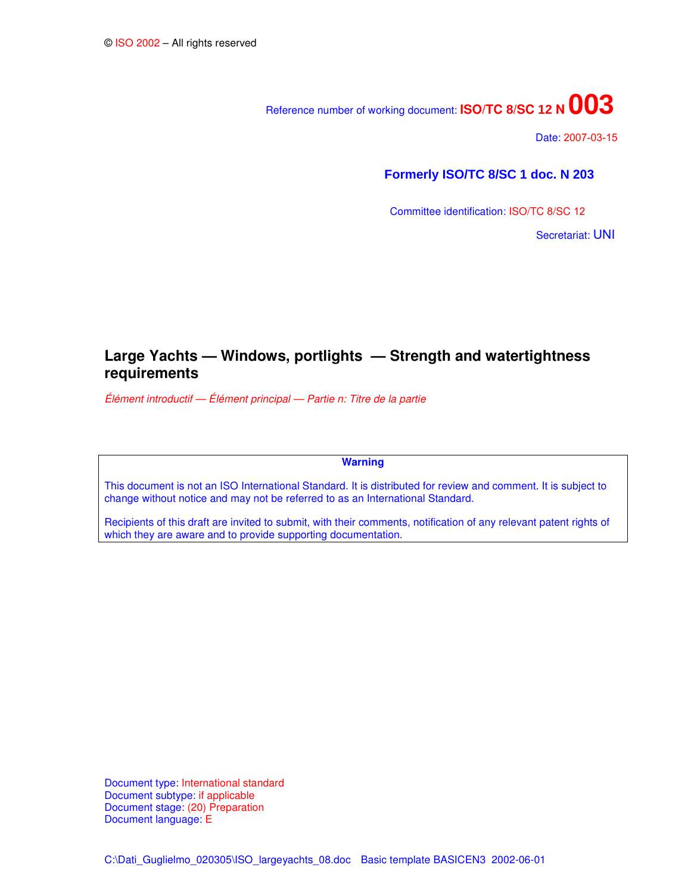© ISO 2002 – All rights reserved

Reference number of working document: **ISO/TC 8/SC 12 N 003**

Date: 2007-03-15

**Formerly ISO/TC 8/SC 1 doc. N 203**

Committee identification: ISO/TC 8/SC 12

Secretariat: UNI

# Large Yachts — Windows, portlights — Strength and watertightness requirements

*Élément introductif — Élément principal — Partie n: Titre de la partie*

**Warning**

This document is not an ISO International Standard. It is distributed for review and comment. It is subject to change without notice and may not be referred to as an International Standard.

Recipients of this draft are invited to submit, with their comments, notification of any relevant patent rights of which they are aware and to provide supporting documentation.

Document type: International standard
Document subtype: if applicable
Document stage: (20) Preparation
Document language: E

C:\Dati_Guglielmo_020305\ISO_largeyachts_08.doc Basic template BASICEN3 2002-06-01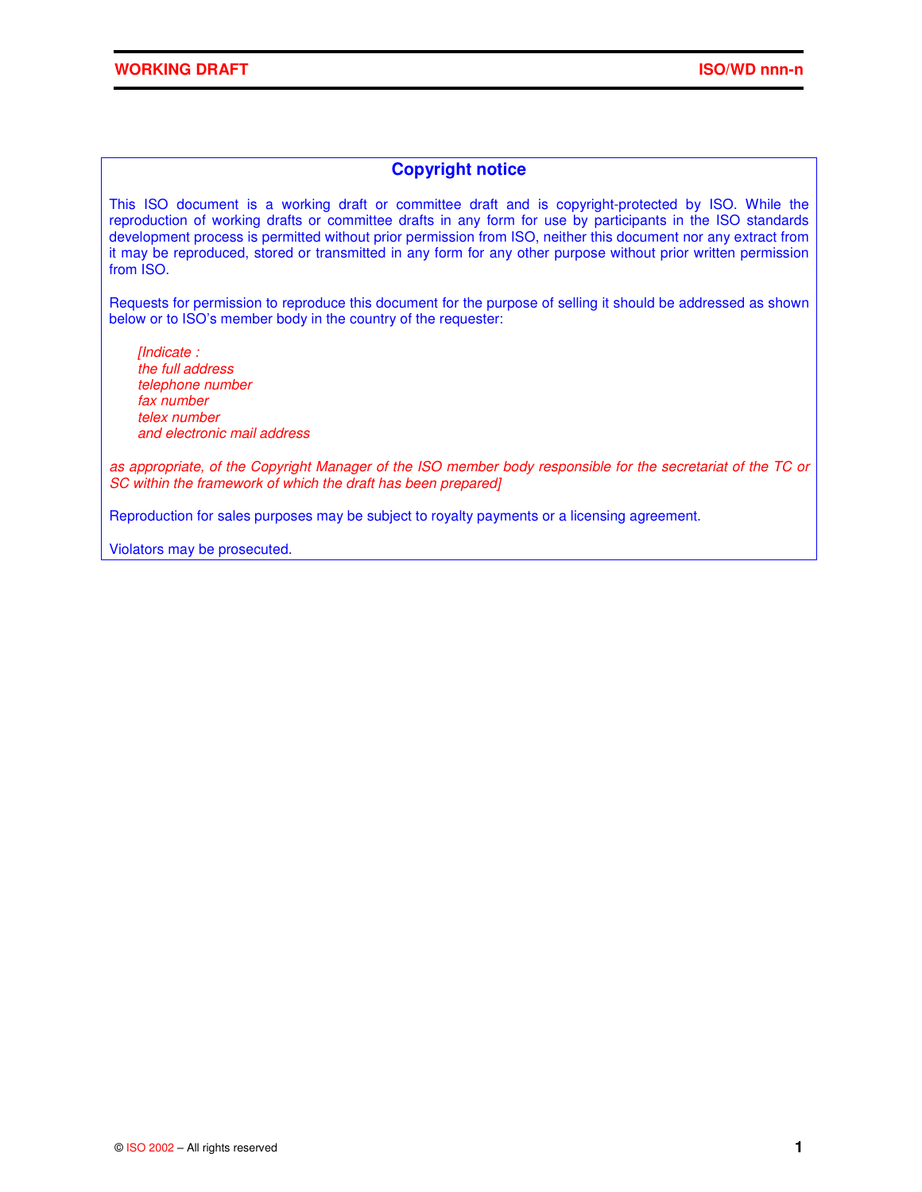## Copyright notice

This ISO document is a working draft or committee draft and is copyright-protected by ISO. While the reproduction of working drafts or committee drafts in any form for use by participants in the ISO standards development process is permitted without prior permission from ISO, neither this document nor any extract from it may be reproduced, stored or transmitted in any form for any other purpose without prior written permission from ISO.

Requests for permission to reproduce this document for the purpose of selling it should be addressed as shown below or to ISO's member body in the country of the requester:

*[Indicate :*
*the full address*
*telephone number*
*fax number*
*telex number*
*and electronic mail address*

*as appropriate, of the Copyright Manager of the ISO member body responsible for the secretariat of the TC or SC within the framework of which the draft has been prepared]*

Reproduction for sales purposes may be subject to royalty payments or a licensing agreement.

Violators may be prosecuted.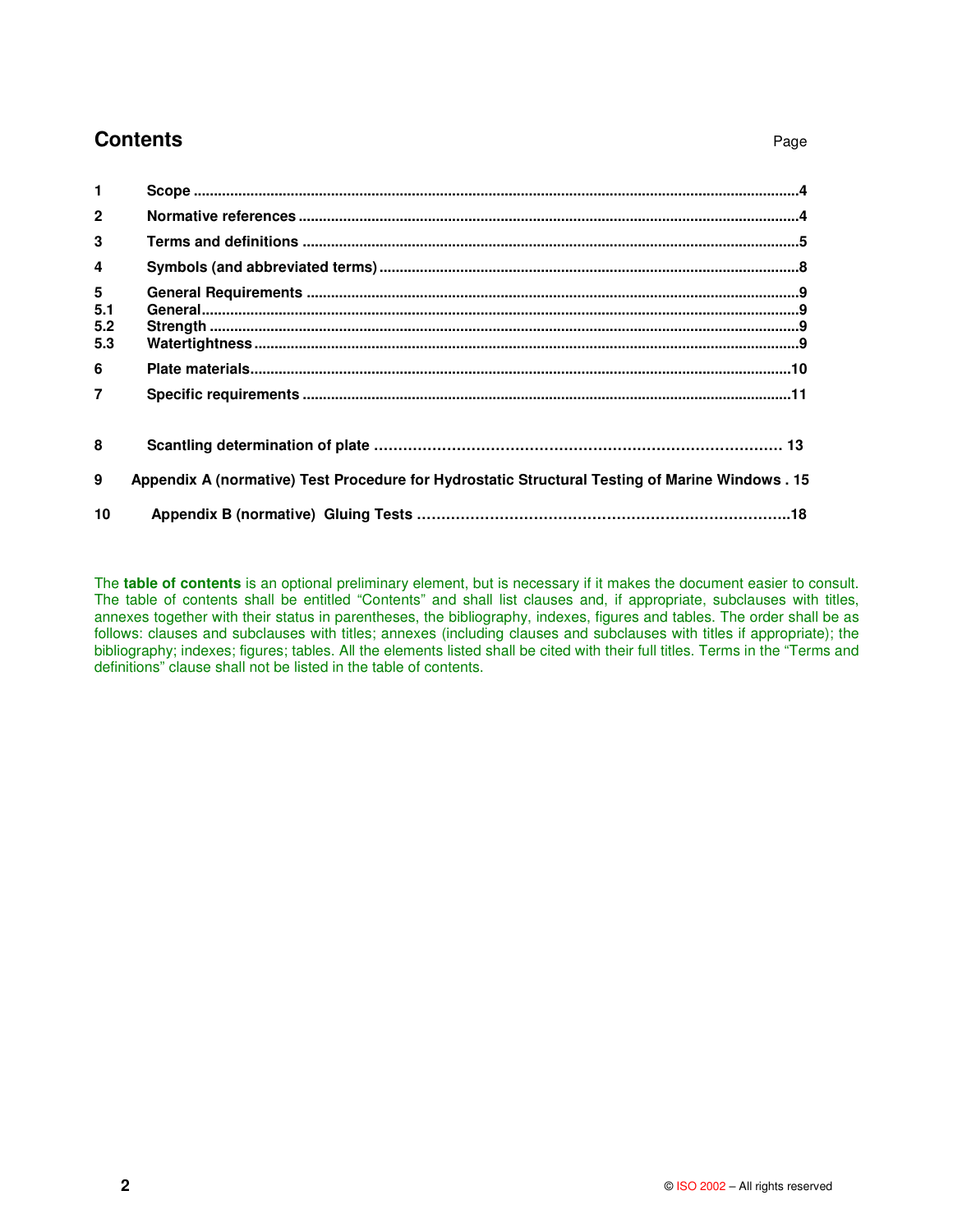# Contents

Page

1 **Scope** ....................................................................................................................................................4

2 **Normative references** ..........................................................................................................................4

3 **Terms and definitions** .........................................................................................................................5

4 **Symbols (and abbreviated terms)** ......................................................................................................8

5 **General Requirements** ........................................................................................................................9
5.1 **General**.................................................................................................................................................9
5.2 **Strength** ...............................................................................................................................................9
5.3 **Watertightness** ....................................................................................................................................9

6 **Plate materials**....................................................................................................................................10

7 **Specific requirements** .......................................................................................................................11

8 **Scantling determination of plate** ………………………………………………………………………… 13

9 **Appendix A (normative) Test Procedure for Hydrostatic Structural Testing of Marine Windows** . 15

10 **Appendix B (normative) Gluing Tests** …………………………………………………………………..18

The **table of contents** is an optional preliminary element, but is necessary if it makes the document easier to consult. The table of contents shall be entitled "Contents" and shall list clauses and, if appropriate, subclauses with titles, annexes together with their status in parentheses, the bibliography, indexes, figures and tables. The order shall be as follows: clauses and subclauses with titles; annexes (including clauses and subclauses with titles if appropriate); the bibliography; indexes; figures; tables. All the elements listed shall be cited with their full titles. Terms in the "Terms and definitions" clause shall not be listed in the table of contents.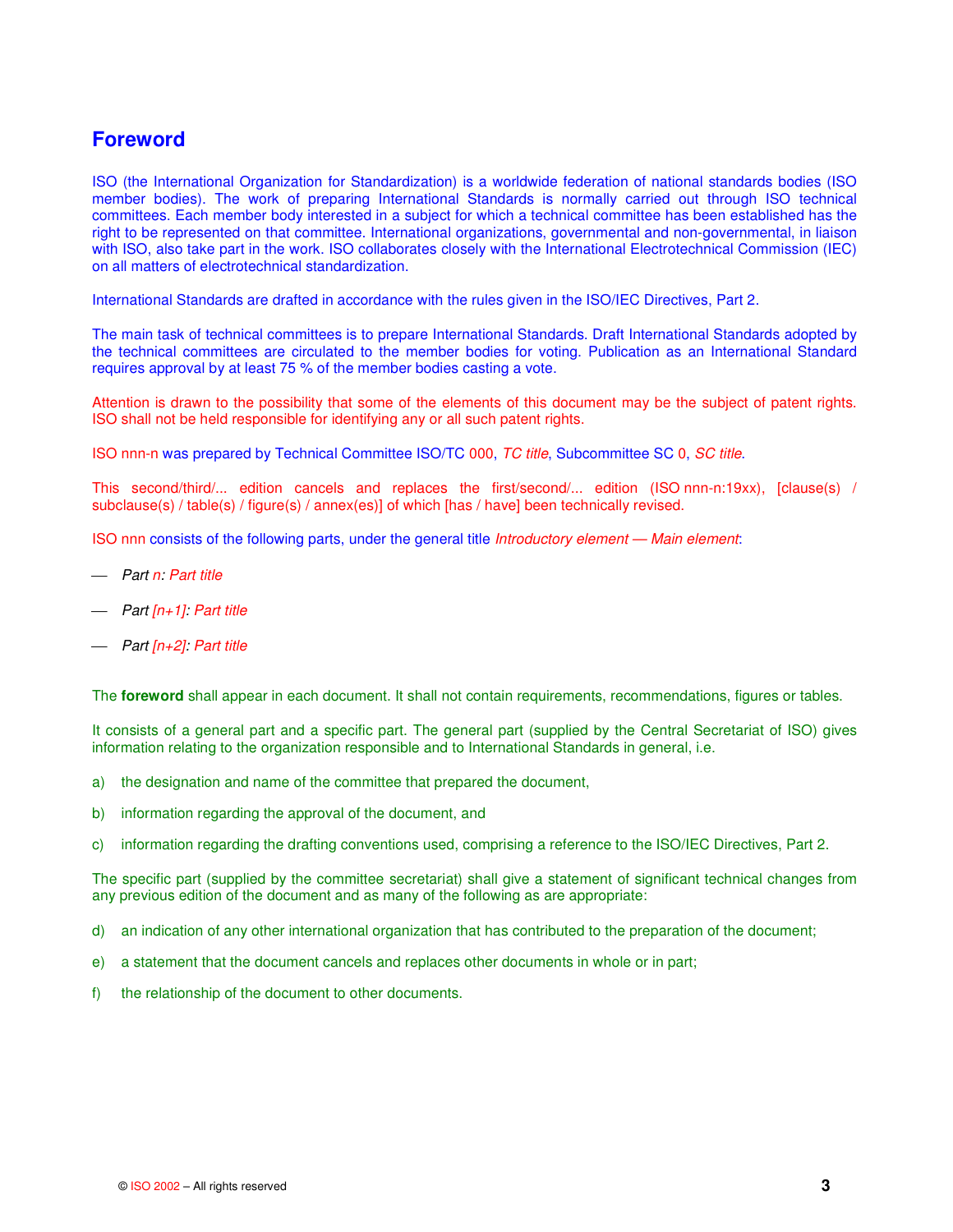## Foreword

ISO (the International Organization for Standardization) is a worldwide federation of national standards bodies (ISO member bodies). The work of preparing International Standards is normally carried out through ISO technical committees. Each member body interested in a subject for which a technical committee has been established has the right to be represented on that committee. International organizations, governmental and non-governmental, in liaison with ISO, also take part in the work. ISO collaborates closely with the International Electrotechnical Commission (IEC) on all matters of electrotechnical standardization.

International Standards are drafted in accordance with the rules given in the ISO/IEC Directives, Part 2.

The main task of technical committees is to prepare International Standards. Draft International Standards adopted by the technical committees are circulated to the member bodies for voting. Publication as an International Standard requires approval by at least 75 % of the member bodies casting a vote.

Attention is drawn to the possibility that some of the elements of this document may be the subject of patent rights. ISO shall not be held responsible for identifying any or all such patent rights.

ISO nnn-n was prepared by Technical Committee ISO/TC 000, *TC title*, Subcommittee SC 0, *SC title*.

This second/third/... edition cancels and replaces the first/second/... edition (ISO nnn-n:19xx), [clause(s) / subclause(s) / table(s) / figure(s) / annex(es)] of which [has / have] been technically revised.

ISO nnn consists of the following parts, under the general title *Introductory element — Main element*:

— *Part n: Part title*

— *Part [n+1]: Part title*

— *Part [n+2]: Part title*

The **foreword** shall appear in each document. It shall not contain requirements, recommendations, figures or tables.

It consists of a general part and a specific part. The general part (supplied by the Central Secretariat of ISO) gives information relating to the organization responsible and to International Standards in general, i.e.

a) the designation and name of the committee that prepared the document,

b) information regarding the approval of the document, and

c) information regarding the drafting conventions used, comprising a reference to the ISO/IEC Directives, Part 2.

The specific part (supplied by the committee secretariat) shall give a statement of significant technical changes from any previous edition of the document and as many of the following as are appropriate:

d) an indication of any other international organization that has contributed to the preparation of the document;

e) a statement that the document cancels and replaces other documents in whole or in part;

f) the relationship of the document to other documents.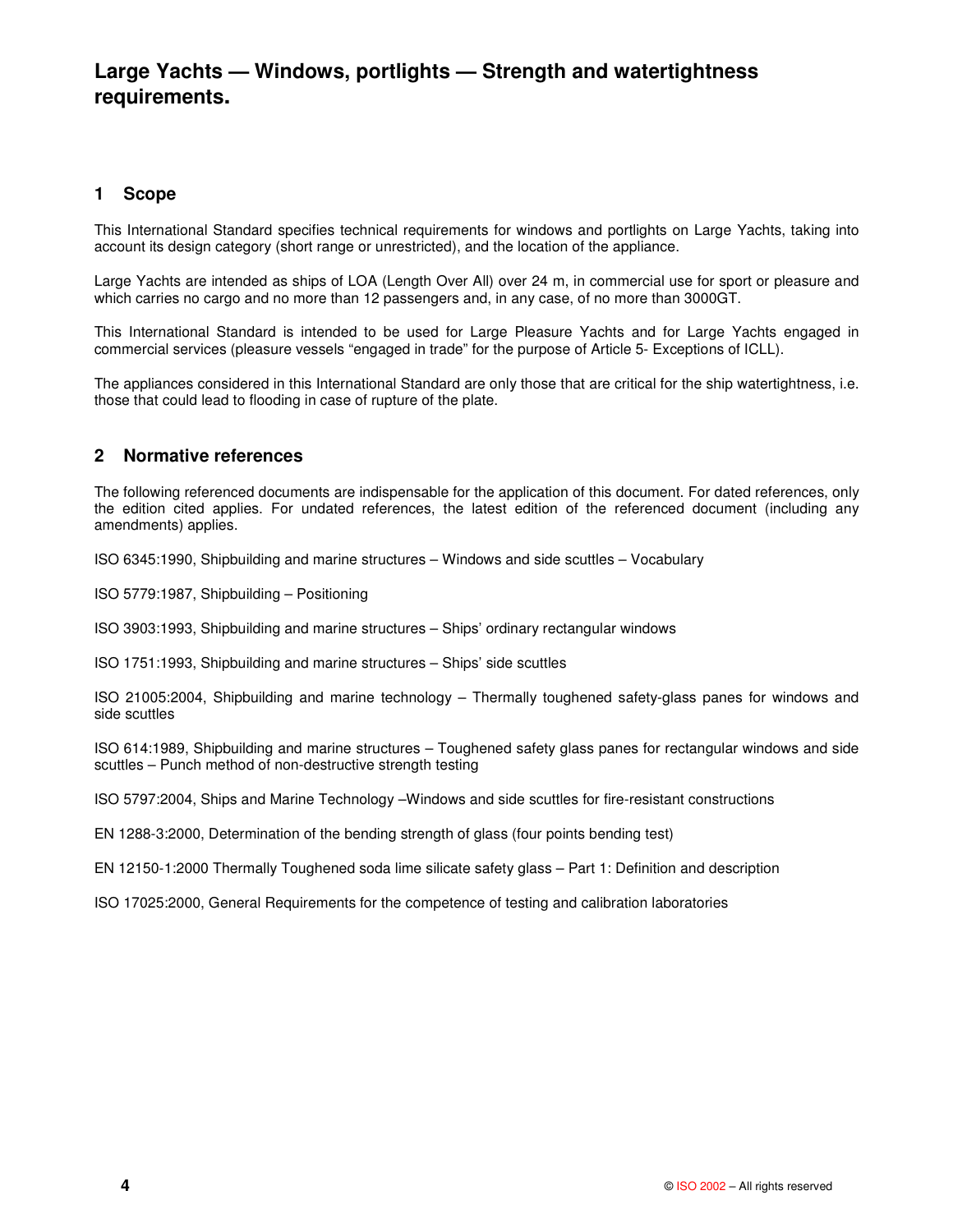# Large Yachts — Windows, portlights — Strength and watertightness requirements.

## 1 Scope

This International Standard specifies technical requirements for windows and portlights on Large Yachts, taking into account its design category (short range or unrestricted), and the location of the appliance.

Large Yachts are intended as ships of LOA (Length Over All) over 24 m, in commercial use for sport or pleasure and which carries no cargo and no more than 12 passengers and, in any case, of no more than 3000GT.

This International Standard is intended to be used for Large Pleasure Yachts and for Large Yachts engaged in commercial services (pleasure vessels "engaged in trade" for the purpose of Article 5- Exceptions of ICLL).

The appliances considered in this International Standard are only those that are critical for the ship watertightness, i.e. those that could lead to flooding in case of rupture of the plate.

## 2 Normative references

The following referenced documents are indispensable for the application of this document. For dated references, only the edition cited applies. For undated references, the latest edition of the referenced document (including any amendments) applies.

ISO 6345:1990, Shipbuilding and marine structures – Windows and side scuttles – Vocabulary

ISO 5779:1987, Shipbuilding – Positioning

ISO 3903:1993, Shipbuilding and marine structures – Ships' ordinary rectangular windows

ISO 1751:1993, Shipbuilding and marine structures – Ships' side scuttles

ISO 21005:2004, Shipbuilding and marine technology – Thermally toughened safety-glass panes for windows and side scuttles

ISO 614:1989, Shipbuilding and marine structures – Toughened safety glass panes for rectangular windows and side scuttles – Punch method of non-destructive strength testing

ISO 5797:2004, Ships and Marine Technology –Windows and side scuttles for fire-resistant constructions

EN 1288-3:2000, Determination of the bending strength of glass (four points bending test)

EN 12150-1:2000 Thermally Toughened soda lime silicate safety glass – Part 1: Definition and description

ISO 17025:2000, General Requirements for the competence of testing and calibration laboratories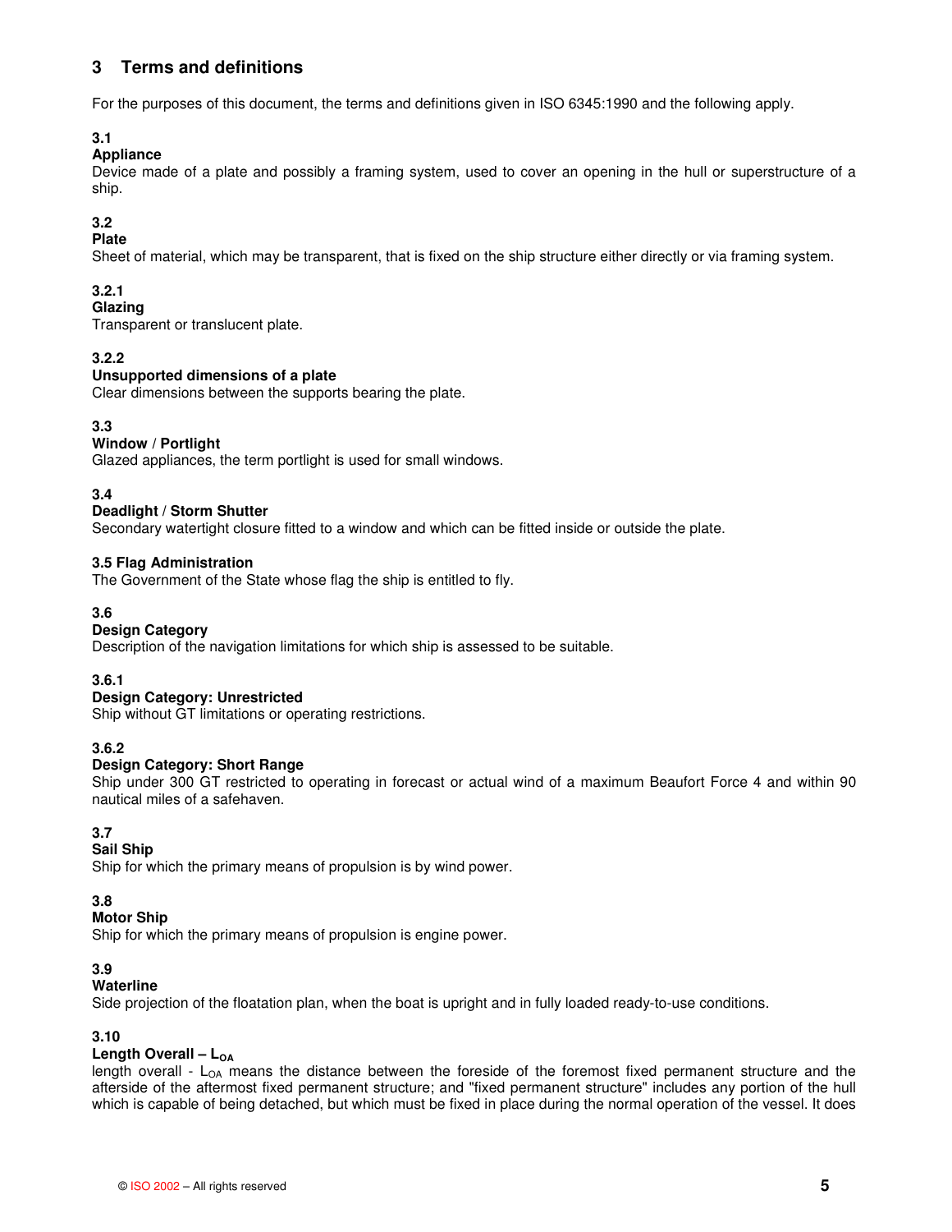## 3 Terms and definitions

For the purposes of this document, the terms and definitions given in ISO 6345:1990 and the following apply.

**3.1**
**Appliance**
Device made of a plate and possibly a framing system, used to cover an opening in the hull or superstructure of a ship.

**3.2**
**Plate**
Sheet of material, which may be transparent, that is fixed on the ship structure either directly or via framing system.

**3.2.1**
**Glazing**
Transparent or translucent plate.

**3.2.2**
**Unsupported dimensions of a plate**
Clear dimensions between the supports bearing the plate.

**3.3**
**Window / Portlight**
Glazed appliances, the term portlight is used for small windows.

**3.4**
**Deadlight / Storm Shutter**
Secondary watertight closure fitted to a window and which can be fitted inside or outside the plate.

**3.5 Flag Administration**
The Government of the State whose flag the ship is entitled to fly.

**3.6**
**Design Category**
Description of the navigation limitations for which ship is assessed to be suitable.

**3.6.1**
**Design Category: Unrestricted**
Ship without GT limitations or operating restrictions.

**3.6.2**
**Design Category: Short Range**
Ship under 300 GT restricted to operating in forecast or actual wind of a maximum Beaufort Force 4 and within 90 nautical miles of a safehaven.

**3.7**
**Sail Ship**
Ship for which the primary means of propulsion is by wind power.

**3.8**
**Motor Ship**
Ship for which the primary means of propulsion is engine power.

**3.9**
**Waterline**
Side projection of the floatation plan, when the boat is upright and in fully loaded ready-to-use conditions.

**3.10**
**Length Overall – $L_{OA}$**
length overall - $L_{OA}$ means the distance between the foreside of the foremost fixed permanent structure and the afterside of the aftermost fixed permanent structure; and "fixed permanent structure" includes any portion of the hull which is capable of being detached, but which must be fixed in place during the normal operation of the vessel. It does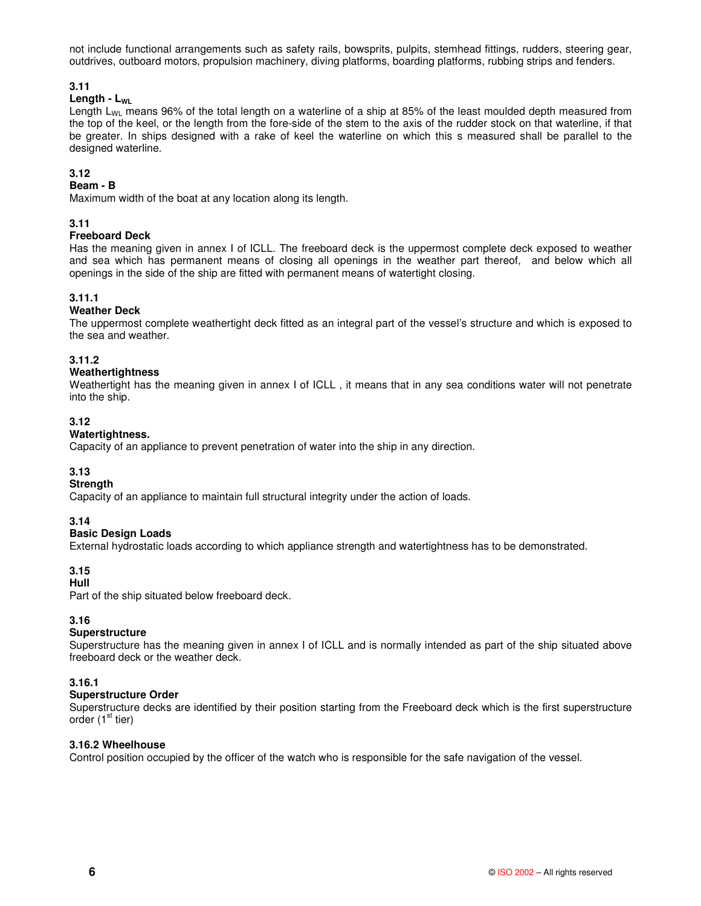not include functional arrangements such as safety rails, bowsprits, pulpits, stemhead fittings, rudders, steering gear, outdrives, outboard motors, propulsion machinery, diving platforms, boarding platforms, rubbing strips and fenders.

### 3.11
### Length - $L_{WL}$

Length $L_{WL}$ means 96% of the total length on a waterline of a ship at 85% of the least moulded depth measured from the top of the keel, or the length from the fore-side of the stem to the axis of the rudder stock on that waterline, if that be greater. In ships designed with a rake of keel the waterline on which this s measured shall be parallel to the designed waterline.

### 3.12
### Beam - B

Maximum width of the boat at any location along its length.

### 3.11
### Freeboard Deck

Has the meaning given in annex I of ICLL. The freeboard deck is the uppermost complete deck exposed to weather and sea which has permanent means of closing all openings in the weather part thereof, and below which all openings in the side of the ship are fitted with permanent means of watertight closing.

### 3.11.1
### Weather Deck

The uppermost complete weathertight deck fitted as an integral part of the vessel's structure and which is exposed to the sea and weather.

### 3.11.2
### Weathertightness

Weathertight has the meaning given in annex I of ICLL , it means that in any sea conditions water will not penetrate into the ship.

### 3.12
### Watertightness.

Capacity of an appliance to prevent penetration of water into the ship in any direction.

### 3.13
### Strength

Capacity of an appliance to maintain full structural integrity under the action of loads.

### 3.14
### Basic Design Loads

External hydrostatic loads according to which appliance strength and watertightness has to be demonstrated.

### 3.15
### Hull

Part of the ship situated below freeboard deck.

### 3.16
### Superstructure

Superstructure has the meaning given in annex I of ICLL and is normally intended as part of the ship situated above freeboard deck or the weather deck.

### 3.16.1
### Superstructure Order

Superstructure decks are identified by their position starting from the Freeboard deck which is the first superstructure order (1st tier)

### 3.16.2 Wheelhouse

Control position occupied by the officer of the watch who is responsible for the safe navigation of the vessel.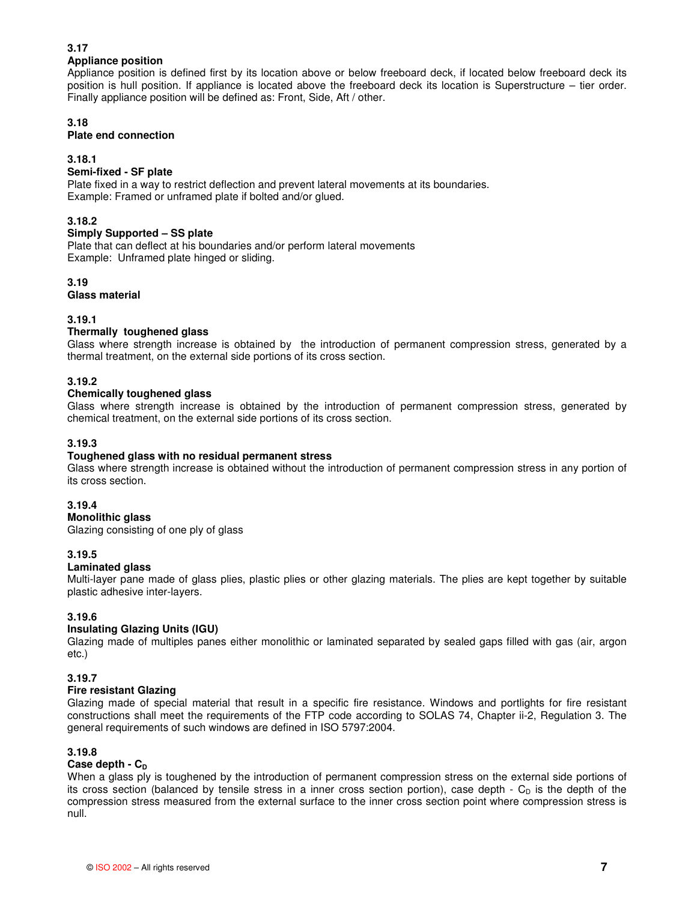### 3.17
**Appliance position**

Appliance position is defined first by its location above or below freeboard deck, if located below freeboard deck its position is hull position. If appliance is located above the freeboard deck its location is Superstructure – tier order. Finally appliance position will be defined as: Front, Side, Aft / other.

### 3.18
**Plate end connection**

#### 3.18.1
**Semi-fixed - SF plate**

Plate fixed in a way to restrict deflection and prevent lateral movements at its boundaries.
Example: Framed or unframed plate if bolted and/or glued.

#### 3.18.2
**Simply Supported – SS plate**

Plate that can deflect at his boundaries and/or perform lateral movements
Example: Unframed plate hinged or sliding.

### 3.19
**Glass material**

#### 3.19.1
**Thermally toughened glass**

Glass where strength increase is obtained by the introduction of permanent compression stress, generated by a thermal treatment, on the external side portions of its cross section.

#### 3.19.2
**Chemically toughened glass**

Glass where strength increase is obtained by the introduction of permanent compression stress, generated by chemical treatment, on the external side portions of its cross section.

#### 3.19.3
**Toughened glass with no residual permanent stress**

Glass where strength increase is obtained without the introduction of permanent compression stress in any portion of its cross section.

#### 3.19.4
**Monolithic glass**

Glazing consisting of one ply of glass

#### 3.19.5
**Laminated glass**

Multi-layer pane made of glass plies, plastic plies or other glazing materials. The plies are kept together by suitable plastic adhesive inter-layers.

#### 3.19.6
**Insulating Glazing Units (IGU)**

Glazing made of multiples panes either monolithic or laminated separated by sealed gaps filled with gas (air, argon etc.)

#### 3.19.7
**Fire resistant Glazing**

Glazing made of special material that result in a specific fire resistance. Windows and portlights for fire resistant constructions shall meet the requirements of the FTP code according to SOLAS 74, Chapter ii-2, Regulation 3. The general requirements of such windows are defined in ISO 5797:2004.

#### 3.19.8
**Case depth - $C_D$**

When a glass ply is toughened by the introduction of permanent compression stress on the external side portions of its cross section (balanced by tensile stress in a inner cross section portion), case depth - $C_D$ is the depth of the compression stress measured from the external surface to the inner cross section point where compression stress is null.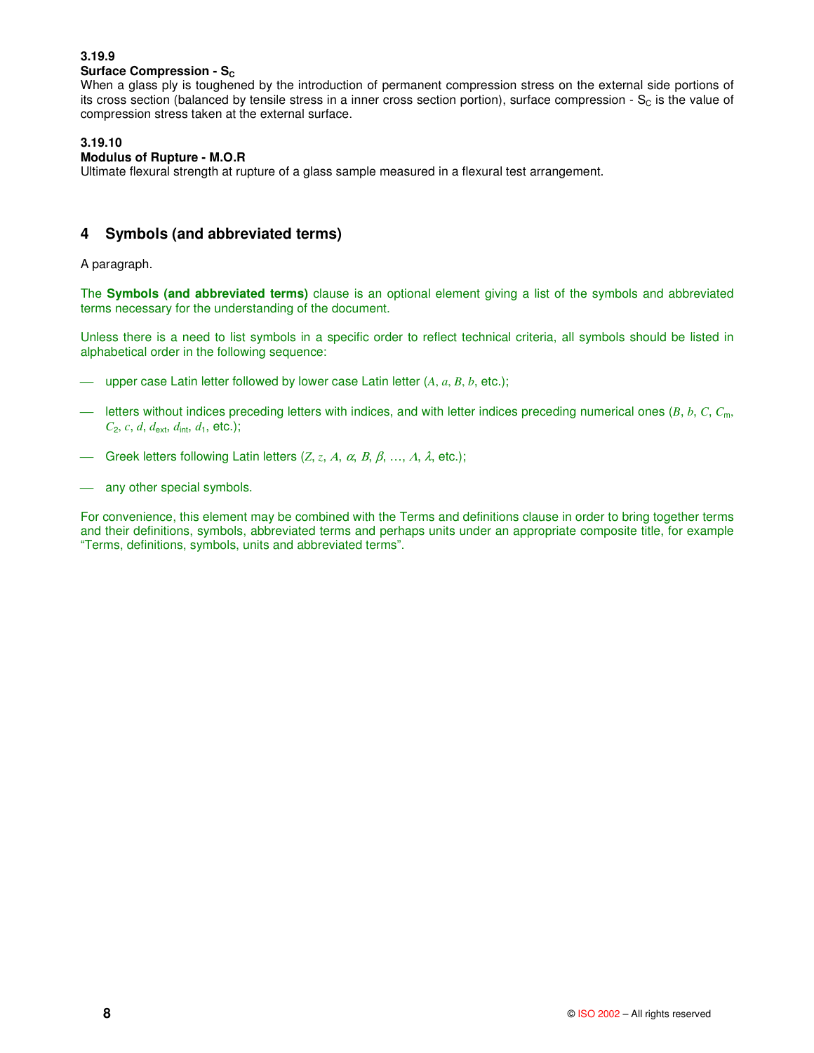**3.19.9**
**Surface Compression - $S_C$**
When a glass ply is toughened by the introduction of permanent compression stress on the external side portions of its cross section (balanced by tensile stress in a inner cross section portion), surface compression - $S_C$ is the value of compression stress taken at the external surface.

**3.19.10**
**Modulus of Rupture - M.O.R**
Ultimate flexural strength at rupture of a glass sample measured in a flexural test arrangement.

## 4 Symbols (and abbreviated terms)

A paragraph.

The **Symbols (and abbreviated terms)** clause is an optional element giving a list of the symbols and abbreviated terms necessary for the understanding of the document.

Unless there is a need to list symbols in a specific order to reflect technical criteria, all symbols should be listed in alphabetical order in the following sequence:

- upper case Latin letter followed by lower case Latin letter ($A$, $a$, $B$, $b$, etc.);
- letters without indices preceding letters with indices, and with letter indices preceding numerical ones ($B$, $b$, $C$, $C_m$, $C_2$, $c$, $d$, $d_{ext}$, $d_{int}$, $d_1$, etc.);
- Greek letters following Latin letters ($Z$, $z$, $A$, $\alpha$, $B$, $\beta$, …, $\Lambda$, $\lambda$, etc.);
- any other special symbols.

For convenience, this element may be combined with the Terms and definitions clause in order to bring together terms and their definitions, symbols, abbreviated terms and perhaps units under an appropriate composite title, for example "Terms, definitions, symbols, units and abbreviated terms".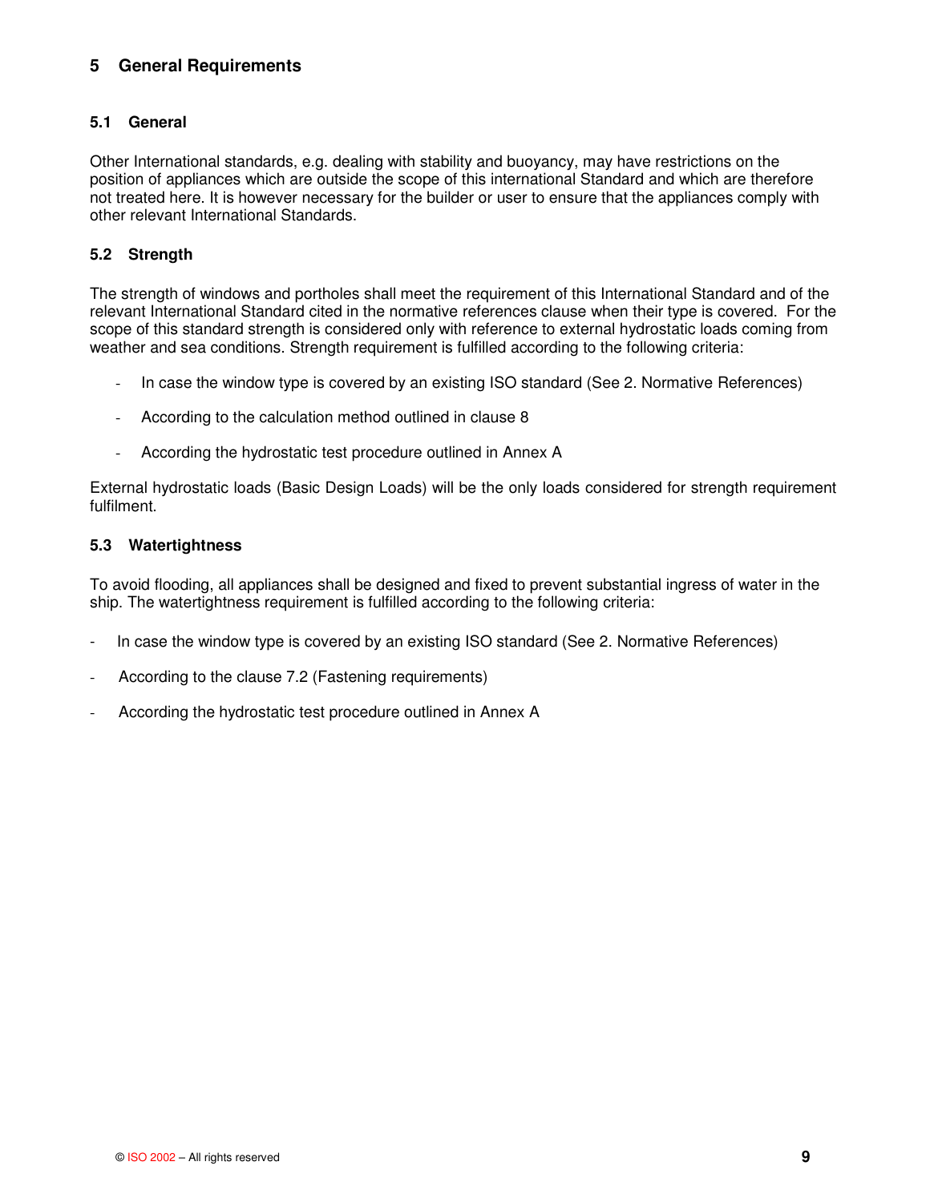## 5 General Requirements

### 5.1 General

Other International standards, e.g. dealing with stability and buoyancy, may have restrictions on the position of appliances which are outside the scope of this international Standard and which are therefore not treated here. It is however necessary for the builder or user to ensure that the appliances comply with other relevant International Standards.

### 5.2 Strength

The strength of windows and portholes shall meet the requirement of this International Standard and of the relevant International Standard cited in the normative references clause when their type is covered. For the scope of this standard strength is considered only with reference to external hydrostatic loads coming from weather and sea conditions. Strength requirement is fulfilled according to the following criteria:

- In case the window type is covered by an existing ISO standard (See 2. Normative References)
- According to the calculation method outlined in clause 8
- According the hydrostatic test procedure outlined in Annex A

External hydrostatic loads (Basic Design Loads) will be the only loads considered for strength requirement fulfilment.

### 5.3 Watertightness

To avoid flooding, all appliances shall be designed and fixed to prevent substantial ingress of water in the ship. The watertightness requirement is fulfilled according to the following criteria:

- In case the window type is covered by an existing ISO standard (See 2. Normative References)
- According to the clause 7.2 (Fastening requirements)
- According the hydrostatic test procedure outlined in Annex A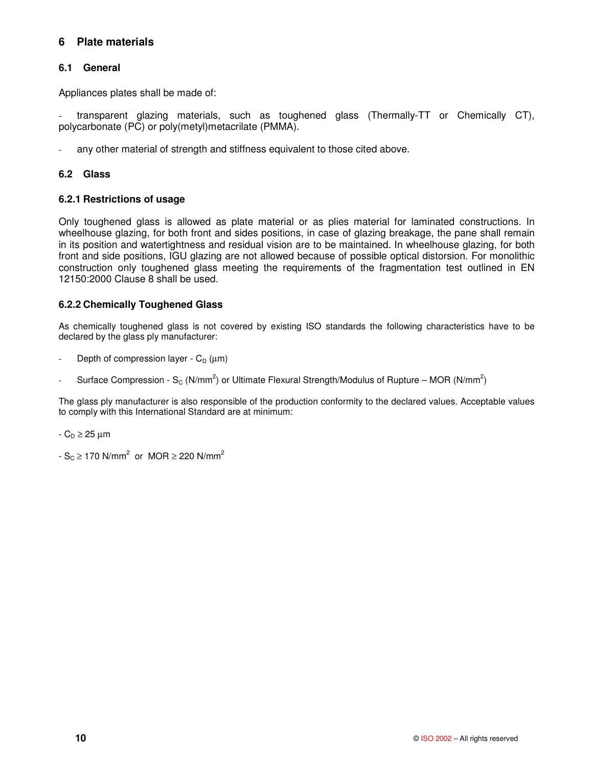# 6 Plate materials

## 6.1 General

Appliances plates shall be made of:

- transparent glazing materials, such as toughened glass (Thermally-TT or Chemically CT), polycarbonate (PC) or poly(metyl)metacrilate (PMMA).

- any other material of strength and stiffness equivalent to those cited above.

## 6.2 Glass

### 6.2.1 Restrictions of usage

Only toughened glass is allowed as plate material or as plies material for laminated constructions. In wheelhouse glazing, for both front and sides positions, in case of glazing breakage, the pane shall remain in its position and watertightness and residual vision are to be maintained. In wheelhouse glazing, for both front and side positions, IGU glazing are not allowed because of possible optical distorsion. For monolithic construction only toughened glass meeting the requirements of the fragmentation test outlined in EN 12150:2000 Clause 8 shall be used.

### 6.2.2 Chemically Toughened Glass

As chemically toughened glass is not covered by existing ISO standards the following characteristics have to be declared by the glass ply manufacturer:

- Depth of compression layer - $C_D$ (μm)

- Surface Compression - $S_C$ ($N/mm^2$) or Ultimate Flexural Strength/Modulus of Rupture – MOR ($N/mm^2$)

The glass ply manufacturer is also responsible of the production conformity to the declared values. Acceptable values to comply with this International Standard are at minimum:

- $C_D \geq 25$ μm

- $S_C \geq 170$ $N/mm^2$ or MOR $\geq 220$ $N/mm^2$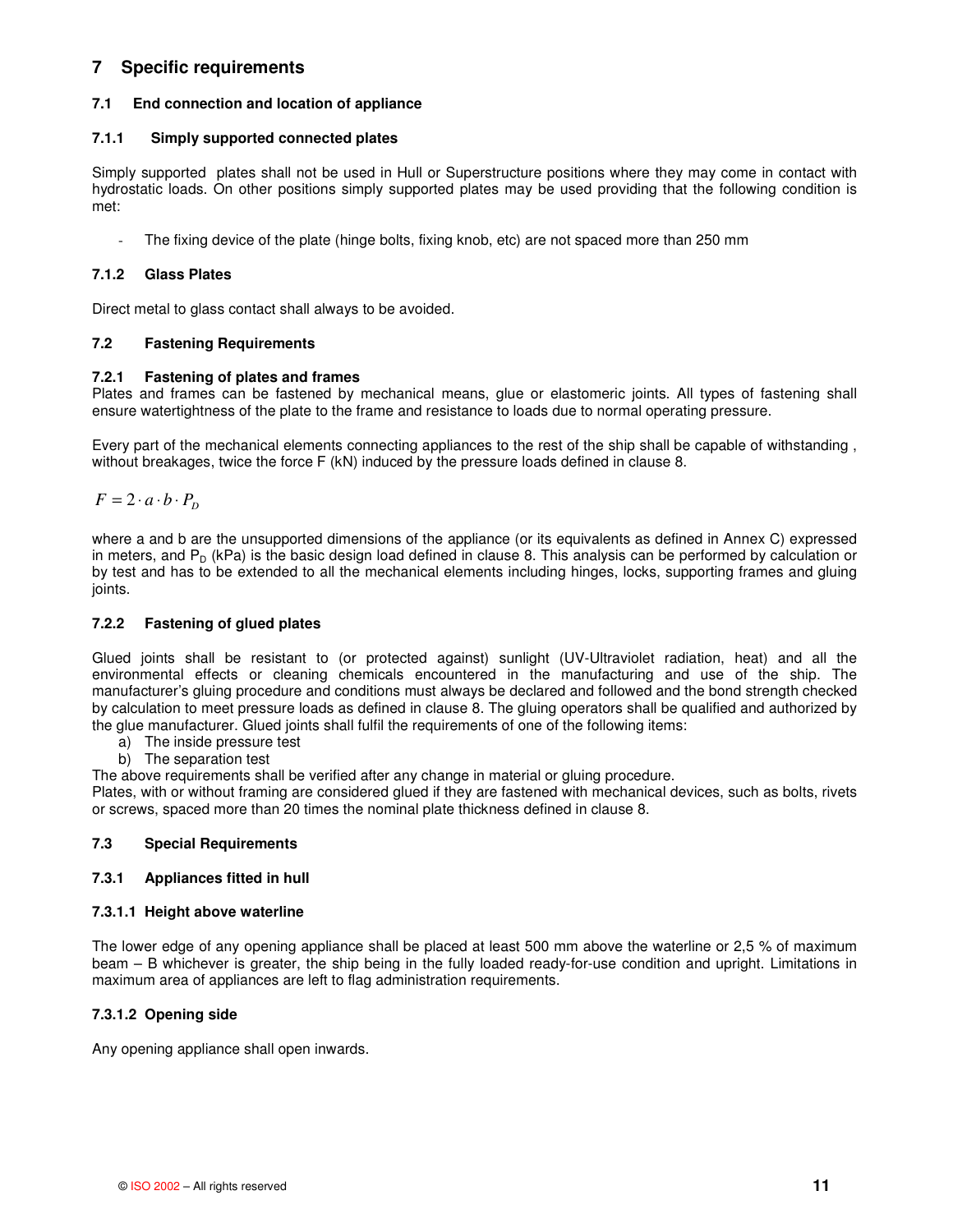# 7 Specific requirements

## 7.1 End connection and location of appliance

### 7.1.1 Simply supported connected plates

Simply supported plates shall not be used in Hull or Superstructure positions where they may come in contact with hydrostatic loads. On other positions simply supported plates may be used providing that the following condition is met:

- The fixing device of the plate (hinge bolts, fixing knob, etc) are not spaced more than 250 mm

### 7.1.2 Glass Plates

Direct metal to glass contact shall always to be avoided.

## 7.2 Fastening Requirements

### 7.2.1 Fastening of plates and frames

Plates and frames can be fastened by mechanical means, glue or elastomeric joints. All types of fastening shall ensure watertightness of the plate to the frame and resistance to loads due to normal operating pressure.

Every part of the mechanical elements connecting appliances to the rest of the ship shall be capable of withstanding , without breakages, twice the force F (kN) induced by the pressure loads defined in clause 8.

$$F = 2 \cdot a \cdot b \cdot P_D$$

where a and b are the unsupported dimensions of the appliance (or its equivalents as defined in Annex C) expressed in meters, and $P_D$ (kPa) is the basic design load defined in clause 8. This analysis can be performed by calculation or by test and has to be extended to all the mechanical elements including hinges, locks, supporting frames and gluing joints.

### 7.2.2 Fastening of glued plates

Glued joints shall be resistant to (or protected against) sunlight (UV-Ultraviolet radiation, heat) and all the environmental effects or cleaning chemicals encountered in the manufacturing and use of the ship. The manufacturer's gluing procedure and conditions must always be declared and followed and the bond strength checked by calculation to meet pressure loads as defined in clause 8. The gluing operators shall be qualified and authorized by the glue manufacturer. Glued joints shall fulfil the requirements of one of the following items:

a) The inside pressure test
b) The separation test

The above requirements shall be verified after any change in material or gluing procedure.
Plates, with or without framing are considered glued if they are fastened with mechanical devices, such as bolts, rivets or screws, spaced more than 20 times the nominal plate thickness defined in clause 8.

## 7.3 Special Requirements

### 7.3.1 Appliances fitted in hull

#### 7.3.1.1 Height above waterline

The lower edge of any opening appliance shall be placed at least 500 mm above the waterline or 2,5 % of maximum beam – B whichever is greater, the ship being in the fully loaded ready-for-use condition and upright. Limitations in maximum area of appliances are left to flag administration requirements.

#### 7.3.1.2 Opening side

Any opening appliance shall open inwards.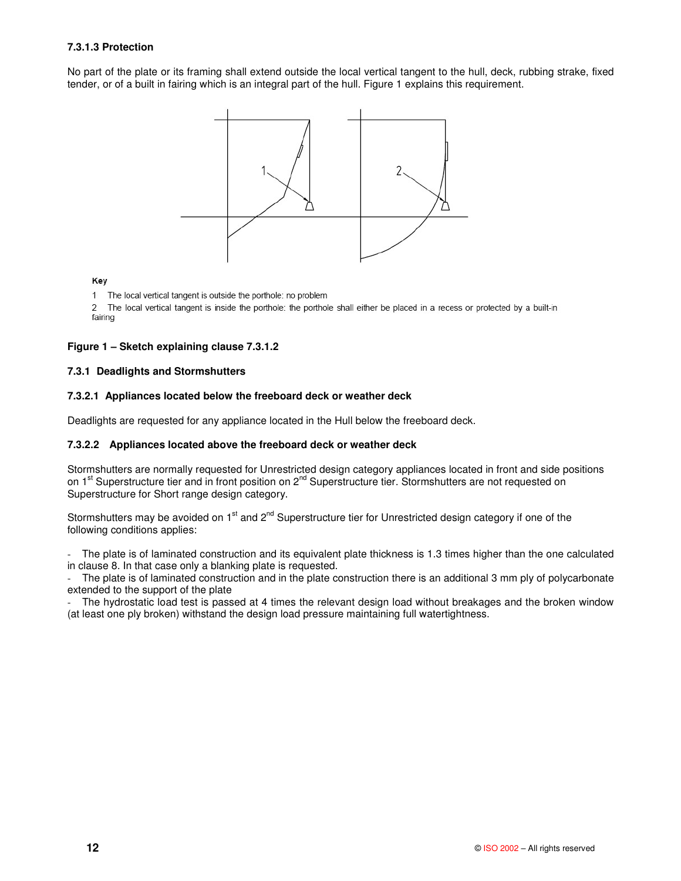#### 7.3.1.3 Protection

No part of the plate or its framing shall extend outside the local vertical tangent to the hull, deck, rubbing strake, fixed tender, or of a built in fairing which is an integral part of the hull. Figure 1 explains this requirement.

Key

1 The local vertical tangent is outside the porthole: no problem

2 The local vertical tangent is inside the porthole: the porthole shall either be placed in a recess or protected by a built-in fairing

**Figure 1 – Sketch explaining clause 7.3.1.2**

### 7.3.1 Deadlights and Stormshutters

#### 7.3.2.1 Appliances located below the freeboard deck or weather deck

Deadlights are requested for any appliance located in the Hull below the freeboard deck.

#### 7.3.2.2 Appliances located above the freeboard deck or weather deck

Stormshutters are normally requested for Unrestricted design category appliances located in front and side positions on 1st Superstructure tier and in front position on 2nd Superstructure tier. Stormshutters are not requested on Superstructure for Short range design category.

Stormshutters may be avoided on 1st and 2nd Superstructure tier for Unrestricted design category if one of the following conditions applies:

- The plate is of laminated construction and its equivalent plate thickness is 1.3 times higher than the one calculated in clause 8. In that case only a blanking plate is requested.
- The plate is of laminated construction and in the plate construction there is an additional 3 mm ply of polycarbonate extended to the support of the plate
- The hydrostatic load test is passed at 4 times the relevant design load without breakages and the broken window (at least one ply broken) withstand the design load pressure maintaining full watertightness.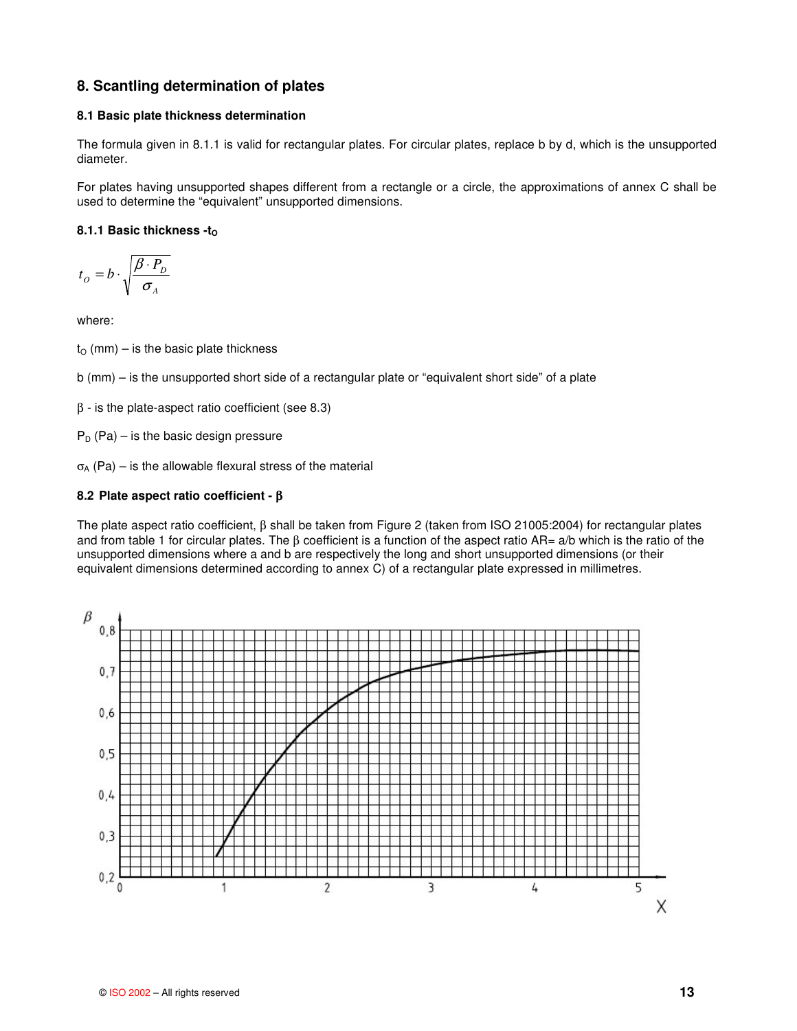## 8. Scantling determination of plates

### 8.1 Basic plate thickness determination

The formula given in 8.1.1 is valid for rectangular plates. For circular plates, replace b by d, which is the unsupported diameter.

For plates having unsupported shapes different from a rectangle or a circle, the approximations of annex C shall be used to determine the "equivalent" unsupported dimensions.

#### 8.1.1 Basic thickness - $t_O$

$$t_O = b \cdot \sqrt{\frac{\beta \cdot P_D}{\sigma_A}}$$

where:

$t_O$ (mm) – is the basic plate thickness

b (mm) – is the unsupported short side of a rectangular plate or "equivalent short side" of a plate

$\beta$ - is the plate-aspect ratio coefficient (see 8.3)

$P_D$ (Pa) – is the basic design pressure

$\sigma_A$ (Pa) – is the allowable flexural stress of the material

### 8.2 Plate aspect ratio coefficient - $\beta$

The plate aspect ratio coefficient, $\beta$ shall be taken from Figure 2 (taken from ISO 21005:2004) for rectangular plates and from table 1 for circular plates. The $\beta$ coefficient is a function of the aspect ratio AR= a/b which is the ratio of the unsupported dimensions where a and b are respectively the long and short unsupported dimensions (or their equivalent dimensions determined according to annex C) of a rectangular plate expressed in millimetres.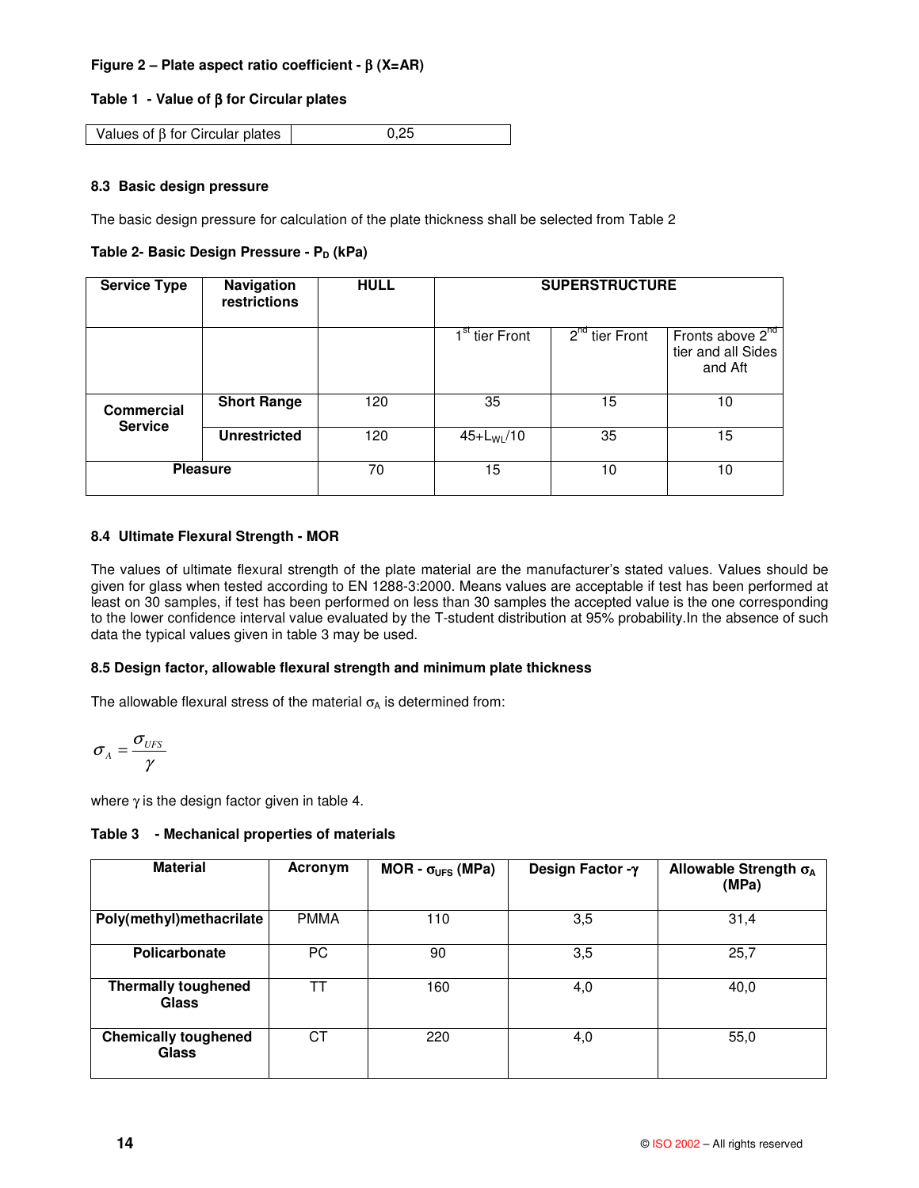**Figure 2 – Plate aspect ratio coefficient - β (X=AR)**

**Table 1 - Value of β for Circular plates**

| Values of β for Circular plates | 0,25 |
|---|---|

### 8.3 Basic design pressure

The basic design pressure for calculation of the plate thickness shall be selected from Table 2

**Table 2- Basic Design Pressure - $P_D$ (kPa)**

| Service Type | Navigation restrictions | HULL | SUPERSTRUCTURE | | |
|---|---|---|---|---|---|
| | | | $1^{st}$ tier Front | $2^{nd}$ tier Front | Fronts above $2^{nd}$ tier and all Sides and Aft |
| **Commercial Service** | **Short Range** | 120 | 35 | 15 | 10 |
| | **Unrestricted** | 120 | $45+L_{WL}/10$ | 35 | 15 |
| **Pleasure** | | 70 | 15 | 10 | 10 |

### 8.4 Ultimate Flexural Strength - MOR

The values of ultimate flexural strength of the plate material are the manufacturer's stated values. Values should be given for glass when tested according to EN 1288-3:2000. Means values are acceptable if test has been performed at least on 30 samples, if test has been performed on less than 30 samples the accepted value is the one corresponding to the lower confidence interval value evaluated by the T-student distribution at 95% probability.In the absence of such data the typical values given in table 3 may be used.

### 8.5 Design factor, allowable flexural strength and minimum plate thickness

The allowable flexural stress of the material $\sigma_A$ is determined from:

$$\sigma_A = \frac{\sigma_{UFS}}{\gamma}$$

where $\gamma$ is the design factor given in table 4.

**Table 3 - Mechanical properties of materials**

| Material | Acronym | MOR - $\sigma_{UFS}$ (MPa) | Design Factor -$\gamma$ | Allowable Strength $\sigma_A$ (MPa) |
|---|---|---|---|---|
| **Poly(methyl)methacrilate** | PMMA | 110 | 3,5 | 31,4 |
| **Policarbonate** | PC | 90 | 3,5 | 25,7 |
| **Thermally toughened Glass** | TT | 160 | 4,0 | 40,0 |
| **Chemically toughened Glass** | CT | 220 | 4,0 | 55,0 |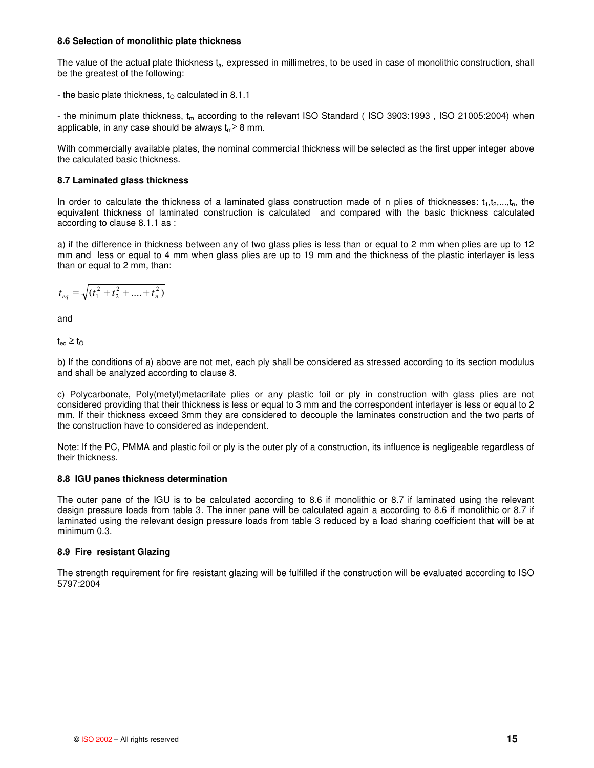**8.6 Selection of monolithic plate thickness**

The value of the actual plate thickness $t_a$, expressed in millimetres, to be used in case of monolithic construction, shall be the greatest of the following:

- the basic plate thickness, $t_O$ calculated in 8.1.1

- the minimum plate thickness, $t_m$ according to the relevant ISO Standard ( ISO 3903:1993 , ISO 21005:2004) when applicable, in any case should be always $t_m \geq 8$ mm.

With commercially available plates, the nominal commercial thickness will be selected as the first upper integer above the calculated basic thickness.

**8.7 Laminated glass thickness**

In order to calculate the thickness of a laminated glass construction made of n plies of thicknesses: $t_1, t_2, ..., t_n$, the equivalent thickness of laminated construction is calculated and compared with the basic thickness calculated according to clause 8.1.1 as :

a) if the difference in thickness between any of two glass plies is less than or equal to 2 mm when plies are up to 12 mm and less or equal to 4 mm when glass plies are up to 19 mm and the thickness of the plastic interlayer is less than or equal to 2 mm, than:

$$t_{eq} = \sqrt{(t_1^2 + t_2^2 + .... + t_n^2)}$$

and

$t_{eq} \geq t_O$

b) If the conditions of a) above are not met, each ply shall be considered as stressed according to its section modulus and shall be analyzed according to clause 8.

c) Polycarbonate, Poly(metyl)metacrilate plies or any plastic foil or ply in construction with glass plies are not considered providing that their thickness is less or equal to 3 mm and the correspondent interlayer is less or equal to 2 mm. If their thickness exceed 3mm they are considered to decouple the laminates construction and the two parts of the construction have to considered as independent.

Note: If the PC, PMMA and plastic foil or ply is the outer ply of a construction, its influence is negligeable regardless of their thickness.

**8.8 IGU panes thickness determination**

The outer pane of the IGU is to be calculated according to 8.6 if monolithic or 8.7 if laminated using the relevant design pressure loads from table 3. The inner pane will be calculated again a according to 8.6 if monolithic or 8.7 if laminated using the relevant design pressure loads from table 3 reduced by a load sharing coefficient that will be at minimum 0.3.

**8.9 Fire resistant Glazing**

The strength requirement for fire resistant glazing will be fulfilled if the construction will be evaluated according to ISO 5797:2004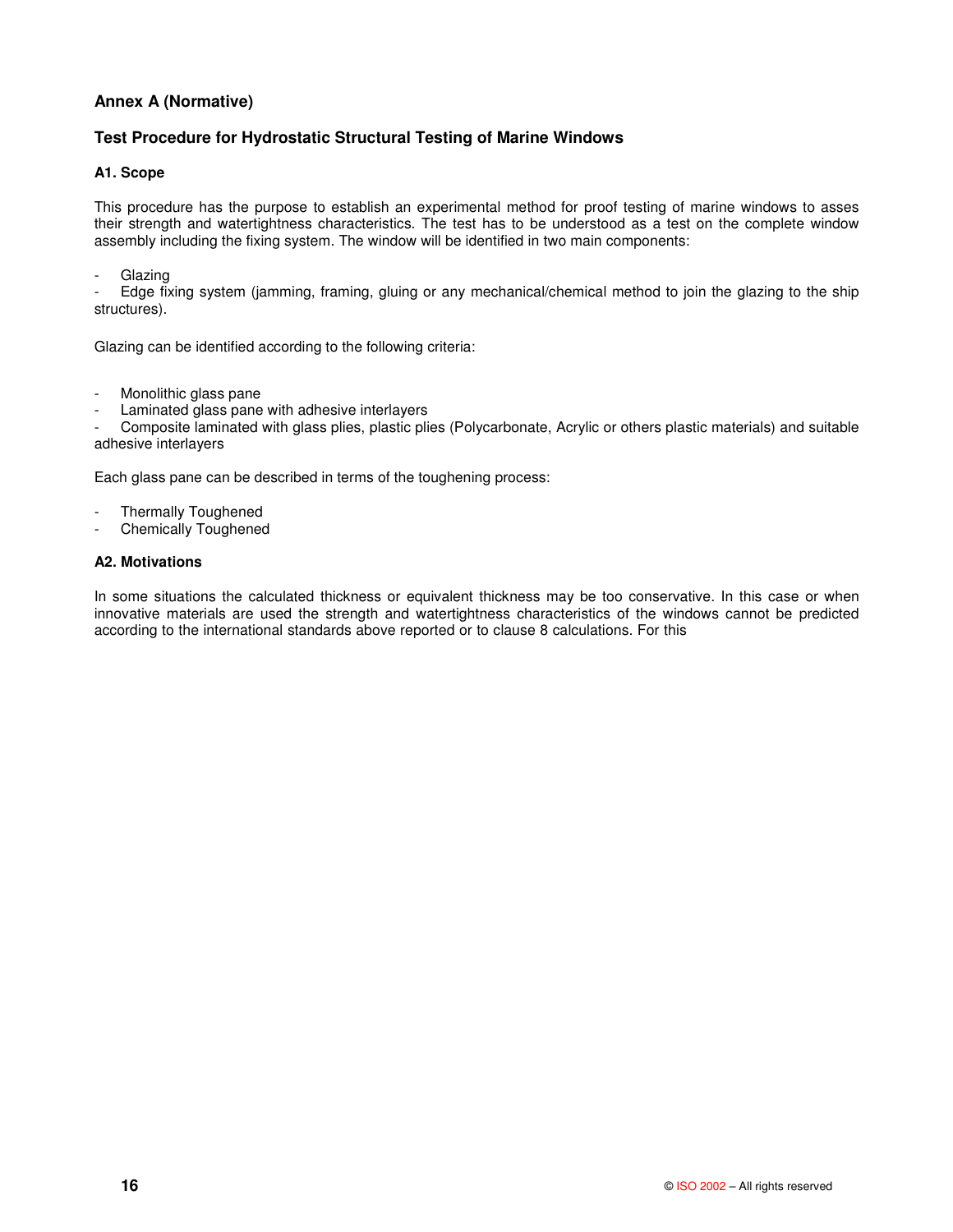## Annex A (Normative)

## Test Procedure for Hydrostatic Structural Testing of Marine Windows

### A1. Scope

This procedure has the purpose to establish an experimental method for proof testing of marine windows to asses their strength and watertightness characteristics. The test has to be understood as a test on the complete window assembly including the fixing system. The window will be identified in two main components:

- Glazing
- Edge fixing system (jamming, framing, gluing or any mechanical/chemical method to join the glazing to the ship structures).

Glazing can be identified according to the following criteria:

- Monolithic glass pane
- Laminated glass pane with adhesive interlayers
- Composite laminated with glass plies, plastic plies (Polycarbonate, Acrylic or others plastic materials) and suitable adhesive interlayers

Each glass pane can be described in terms of the toughening process:

- Thermally Toughened
- Chemically Toughened

### A2. Motivations

In some situations the calculated thickness or equivalent thickness may be too conservative. In this case or when innovative materials are used the strength and watertightness characteristics of the windows cannot be predicted according to the international standards above reported or to clause 8 calculations. For this